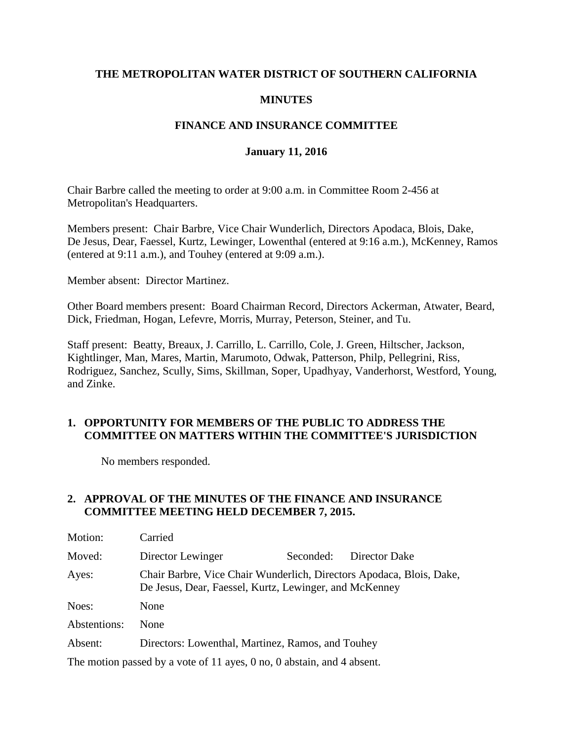**THE METROPOLITAN WATER DISTRICT OF SOUTHERN CALIFORNIA**

**MINUTES**

**FINANCE AND INSURANCE COMMITTEE**

**January 11, 2016**

Chair Barbre called the meeting to order at 9:00 a.m. in Committee Room 2-456 at Metropolitan's Headquarters.

Members present: Chair Barbre, Vice Chair Wunderlich, Directors Apodaca, Blois, Dake, De Jesus, Dear, Faessel, Kurtz, Lewinger, Lowenthal (entered at 9:16 a.m.), McKenney, Ramos (entered at 9:11 a.m.), and Touhey (entered at 9:09 a.m.).

Member absent: Director Martinez.

Other Board members present: Board Chairman Record, Directors Ackerman, Atwater, Beard, Dick, Friedman, Hogan, Lefevre, Morris, Murray, Peterson, Steiner, and Tu.

Staff present: Beatty, Breaux, J. Carrillo, L. Carrillo, Cole, J. Green, Hiltscher, Jackson, Kightlinger, Man, Mares, Martin, Marumoto, Odwak, Patterson, Philp, Pellegrini, Riss, Rodriguez, Sanchez, Scully, Sims, Skillman, Soper, Upadhyay, Vanderhorst, Westford, Young, and Zinke.

## 1. OPPORTUNITY FOR MEMBERS OF THE PUBLIC TO ADDRESS THE COMMITTEE ON MATTERS WITHIN THE COMMITTEE'S JURISDICTION

No members responded.

## 2. APPROVAL OF THE MINUTES OF THE FINANCE AND INSURANCE COMMITTEE MEETING HELD DECEMBER 7, 2015.

Motion: Carried

Moved: Director Lewinger Seconded: Director Dake

Ayes: Chair Barbre, Vice Chair Wunderlich, Directors Apodaca, Blois, Dake, De Jesus, Dear, Faessel, Kurtz, Lewinger, and McKenney

Noes: None

Abstentions: None

Absent: Directors: Lowenthal, Martinez, Ramos, and Touhey

The motion passed by a vote of 11 ayes, 0 no, 0 abstain, and 4 absent.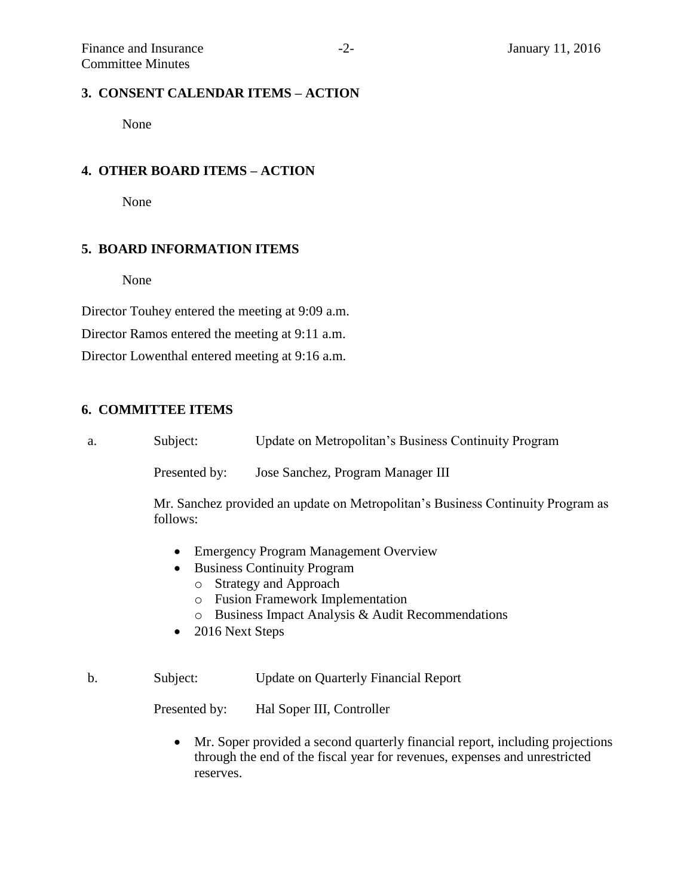### 3. CONSENT CALENDAR ITEMS – ACTION

None

### 4. OTHER BOARD ITEMS – ACTION

None

### 5. BOARD INFORMATION ITEMS

None

Director Touhey entered the meeting at 9:09 a.m.

Director Ramos entered the meeting at 9:11 a.m.

Director Lowenthal entered meeting at 9:16 a.m.

### 6. COMMITTEE ITEMS

a. Subject: Update on Metropolitan's Business Continuity Program

Presented by: Jose Sanchez, Program Manager III

Mr. Sanchez provided an update on Metropolitan's Business Continuity Program as follows:

- Emergency Program Management Overview
- Business Continuity Program
  - Strategy and Approach
  - Fusion Framework Implementation
  - Business Impact Analysis & Audit Recommendations
- 2016 Next Steps

b. Subject: Update on Quarterly Financial Report

Presented by: Hal Soper III, Controller

- Mr. Soper provided a second quarterly financial report, including projections through the end of the fiscal year for revenues, expenses and unrestricted reserves.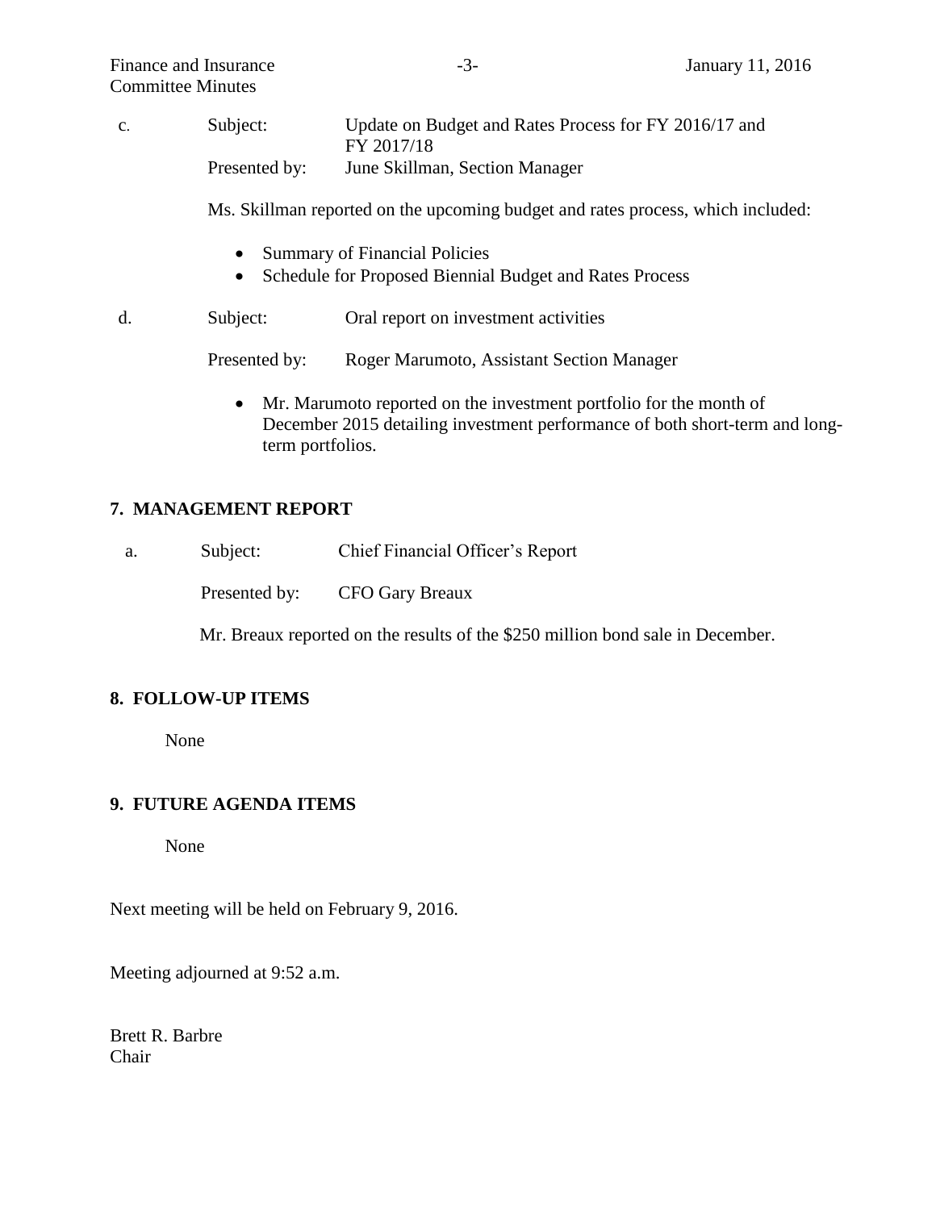c. Subject: Update on Budget and Rates Process for FY 2016/17 and FY 2017/18

Presented by: June Skillman, Section Manager

Ms. Skillman reported on the upcoming budget and rates process, which included:

- Summary of Financial Policies
- Schedule for Proposed Biennial Budget and Rates Process

d. Subject: Oral report on investment activities

Presented by: Roger Marumoto, Assistant Section Manager

- Mr. Marumoto reported on the investment portfolio for the month of December 2015 detailing investment performance of both short-term and long-term portfolios.

## 7. MANAGEMENT REPORT

a. Subject: Chief Financial Officer's Report

Presented by: CFO Gary Breaux

Mr. Breaux reported on the results of the $250 million bond sale in December.

## 8. FOLLOW-UP ITEMS

None

## 9. FUTURE AGENDA ITEMS

None

Next meeting will be held on February 9, 2016.

Meeting adjourned at 9:52 a.m.

Brett R. Barbre
Chair